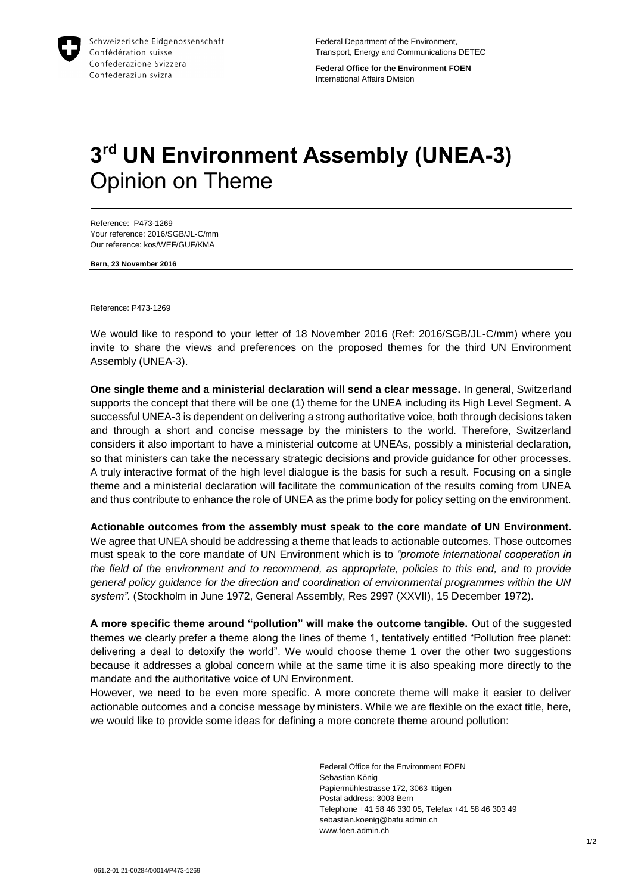Schweizerische Eidgenossenschaft
Confédération suisse
Confederazione Svizzera
Confederaziun svizra

Federal Department of the Environment, Transport, Energy and Communications DETEC

**Federal Office for the Environment FOEN**
International Affairs Division

# 3rd UN Environment Assembly (UNEA-3)
## Opinion on Theme

Reference: P473-1269
Your reference: 2016/SGB/JL-C/mm
Our reference: kos/WEF/GUF/KMA

**Bern, 23 November 2016**

Reference: P473-1269

We would like to respond to your letter of 18 November 2016 (Ref: 2016/SGB/JL-C/mm) where you invite to share the views and preferences on the proposed themes for the third UN Environment Assembly (UNEA-3).

**One single theme and a ministerial declaration will send a clear message.** In general, Switzerland supports the concept that there will be one (1) theme for the UNEA including its High Level Segment. A successful UNEA-3 is dependent on delivering a strong authoritative voice, both through decisions taken and through a short and concise message by the ministers to the world. Therefore, Switzerland considers it also important to have a ministerial outcome at UNEAs, possibly a ministerial declaration, so that ministers can take the necessary strategic decisions and provide guidance for other processes. A truly interactive format of the high level dialogue is the basis for such a result. Focusing on a single theme and a ministerial declaration will facilitate the communication of the results coming from UNEA and thus contribute to enhance the role of UNEA as the prime body for policy setting on the environment.

**Actionable outcomes from the assembly must speak to the core mandate of UN Environment.** We agree that UNEA should be addressing a theme that leads to actionable outcomes. Those outcomes must speak to the core mandate of UN Environment which is to *"promote international cooperation in the field of the environment and to recommend, as appropriate, policies to this end, and to provide general policy guidance for the direction and coordination of environmental programmes within the UN system".* (Stockholm in June 1972, General Assembly, Res 2997 (XXVII), 15 December 1972).

**A more specific theme around "pollution" will make the outcome tangible.** Out of the suggested themes we clearly prefer a theme along the lines of theme 1, tentatively entitled "Pollution free planet: delivering a deal to detoxify the world". We would choose theme 1 over the other two suggestions because it addresses a global concern while at the same time it is also speaking more directly to the mandate and the authoritative voice of UN Environment.

However, we need to be even more specific. A more concrete theme will make it easier to deliver actionable outcomes and a concise message by ministers. While we are flexible on the exact title, here, we would like to provide some ideas for defining a more concrete theme around pollution:

Federal Office for the Environment FOEN
Sebastian König
Papiermühlestrasse 172, 3063 Ittigen
Postal address: 3003 Bern
Telephone +41 58 46 330 05, Telefax +41 58 46 303 49
sebastian.koenig@bafu.admin.ch
www.foen.admin.ch

061.2-01.21-00284/00014/P473-1269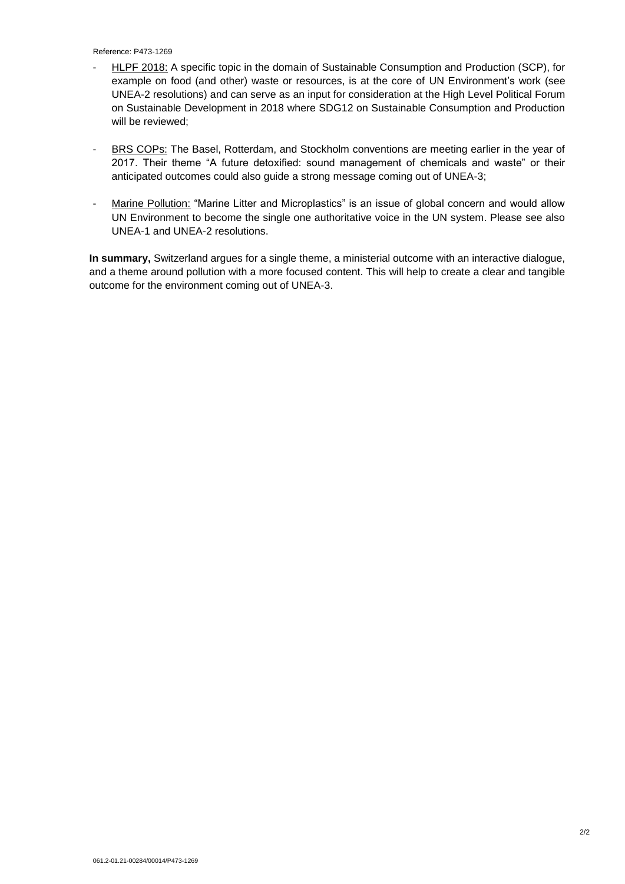- HLPF 2018: A specific topic in the domain of Sustainable Consumption and Production (SCP), for example on food (and other) waste or resources, is at the core of UN Environment's work (see UNEA-2 resolutions) and can serve as an input for consideration at the High Level Political Forum on Sustainable Development in 2018 where SDG12 on Sustainable Consumption and Production will be reviewed;

- BRS COPs: The Basel, Rotterdam, and Stockholm conventions are meeting earlier in the year of 2017. Their theme "A future detoxified: sound management of chemicals and waste" or their anticipated outcomes could also guide a strong message coming out of UNEA-3;

- Marine Pollution: "Marine Litter and Microplastics" is an issue of global concern and would allow UN Environment to become the single one authoritative voice in the UN system. Please see also UNEA-1 and UNEA-2 resolutions.

**In summary,** Switzerland argues for a single theme, a ministerial outcome with an interactive dialogue, and a theme around pollution with a more focused content. This will help to create a clear and tangible outcome for the environment coming out of UNEA-3.